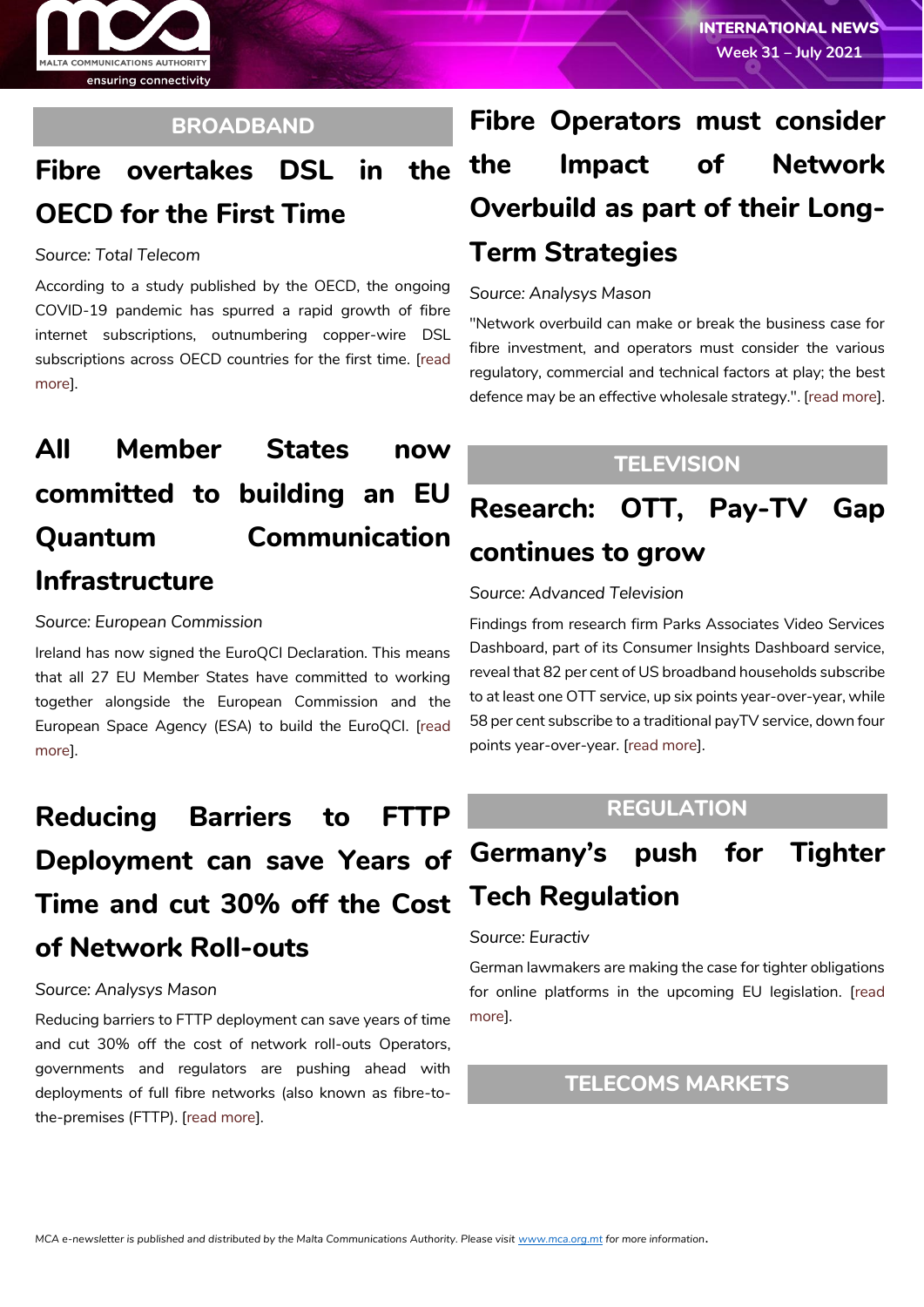# BROADBAND

## Fibre overtakes DSL in the OECD for the First Time

*Source: Total Telecom*

According to a study published by the OECD, the ongoing COVID-19 pandemic has spurred a rapid growth of fibre internet subscriptions, outnumbering copper-wire DSL subscriptions across OECD countries for the first time. [read more].

## All Member States now committed to building an EU Quantum Communication Infrastructure

*Source: European Commission*

Ireland has now signed the EuroQCI Declaration. This means that all 27 EU Member States have committed to working together alongside the European Commission and the European Space Agency (ESA) to build the EuroQCI. [read more].

## Reducing Barriers to FTTP Deployment can save Years of Time and cut 30% off the Cost of Network Roll-outs

*Source: Analysys Mason*

Reducing barriers to FTTP deployment can save years of time and cut 30% off the cost of network roll-outs Operators, governments and regulators are pushing ahead with deployments of full fibre networks (also known as fibre-to-the-premises (FTTP). [read more].

## Fibre Operators must consider the Impact of Network Overbuild as part of their Long-Term Strategies

*Source: Analysys Mason*

"Network overbuild can make or break the business case for fibre investment, and operators must consider the various regulatory, commercial and technical factors at play; the best defence may be an effective wholesale strategy.". [read more].

# TELEVISION

## Research: OTT, Pay-TV Gap continues to grow

*Source: Advanced Television*

Findings from research firm Parks Associates Video Services Dashboard, part of its Consumer Insights Dashboard service, reveal that 82 per cent of US broadband households subscribe to at least one OTT service, up six points year-over-year, while 58 per cent subscribe to a traditional payTV service, down four points year-over-year. [read more].

# REGULATION

## Germany's push for Tighter Tech Regulation

*Source: Euractiv*

German lawmakers are making the case for tighter obligations for online platforms in the upcoming EU legislation. [read more].

# TELECOMS MARKETS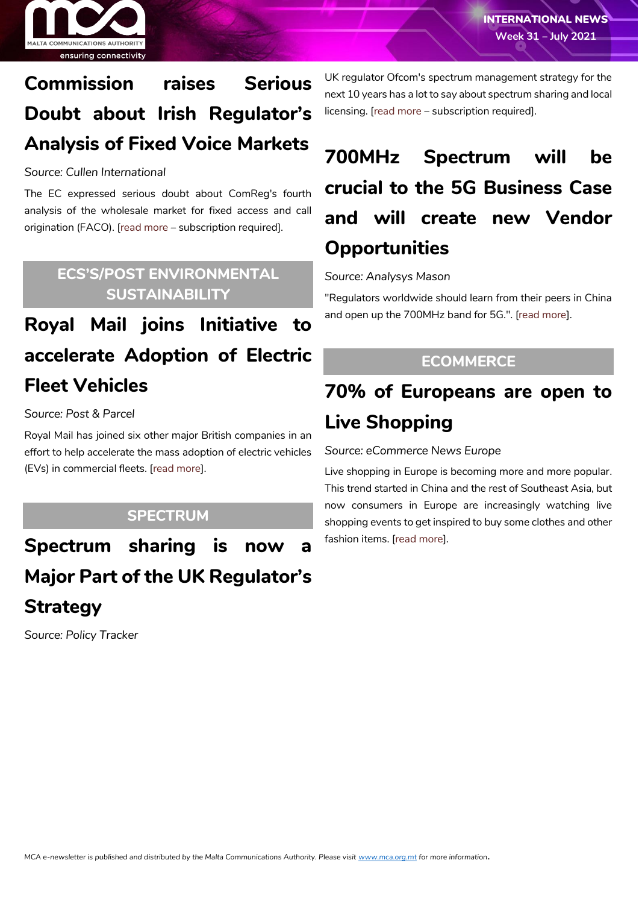## Commission raises Serious Doubt about Irish Regulator's Analysis of Fixed Voice Markets

*Source: Cullen International*

The EC expressed serious doubt about ComReg's fourth analysis of the wholesale market for fixed access and call origination (FACO). [read more – subscription required].

# ECS'S/POST ENVIRONMENTAL SUSTAINABILITY

## Royal Mail joins Initiative to accelerate Adoption of Electric Fleet Vehicles

*Source: Post & Parcel*

Royal Mail has joined six other major British companies in an effort to help accelerate the mass adoption of electric vehicles (EVs) in commercial fleets. [read more].

# SPECTRUM

## Spectrum sharing is now a Major Part of the UK Regulator's Strategy

*Source: Policy Tracker*

UK regulator Ofcom's spectrum management strategy for the next 10 years has a lot to say about spectrum sharing and local licensing. [read more – subscription required].

## 700MHz Spectrum will be crucial to the 5G Business Case and will create new Vendor Opportunities

*Source: Analysys Mason*

"Regulators worldwide should learn from their peers in China and open up the 700MHz band for 5G.". [read more].

# ECOMMERCE

## 70% of Europeans are open to Live Shopping

*Source: eCommerce News Europe*

Live shopping in Europe is becoming more and more popular. This trend started in China and the rest of Southeast Asia, but now consumers in Europe are increasingly watching live shopping events to get inspired to buy some clothes and other fashion items. [read more].